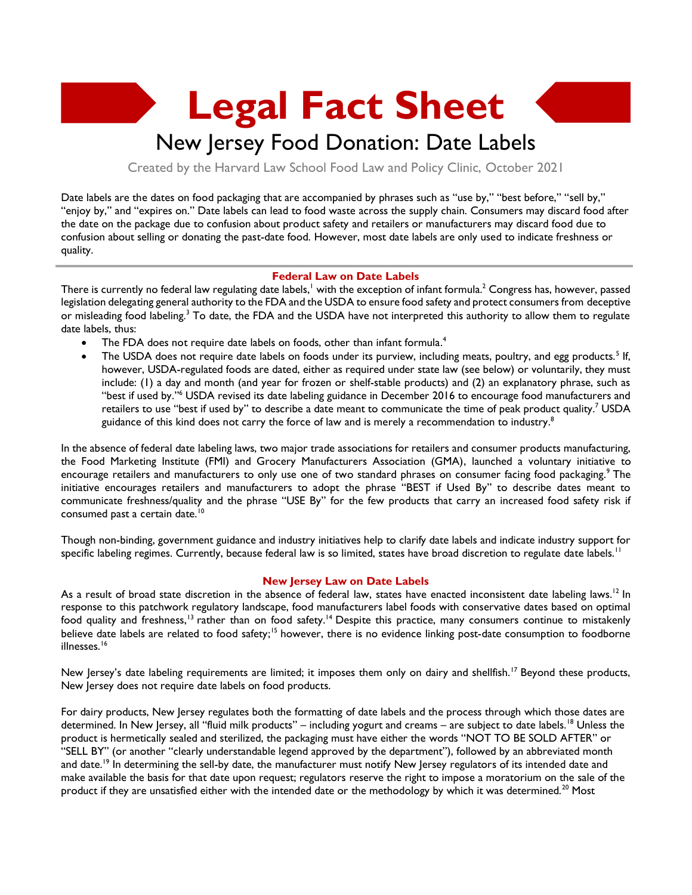# Legal Fact Sheet

## New Jersey Food Donation: Date Labels

Created by the Harvard Law School Food Law and Policy Clinic, October 2021

Date labels are the dates on food packaging that are accompanied by phrases such as "use by," "best before," "sell by," "enjoy by," and "expires on." Date labels can lead to food waste across the supply chain. Consumers may discard food after the date on the package due to confusion about product safety and retailers or manufacturers may discard food due to confusion about selling or donating the past-date food. However, most date labels are only used to indicate freshness or quality.

### Federal Law on Date Labels

There is currently no federal law regulating date labels,[1] with the exception of infant formula.[2] Congress has, however, passed legislation delegating general authority to the FDA and the USDA to ensure food safety and protect consumers from deceptive or misleading food labeling.[3] To date, the FDA and the USDA have not interpreted this authority to allow them to regulate date labels, thus:

- The FDA does not require date labels on foods, other than infant formula.[4]
- The USDA does not require date labels on foods under its purview, including meats, poultry, and egg products.[5] If, however, USDA-regulated foods are dated, either as required under state law (see below) or voluntarily, they must include: (1) a day and month (and year for frozen or shelf-stable products) and (2) an explanatory phrase, such as "best if used by."[6] USDA revised its date labeling guidance in December 2016 to encourage food manufacturers and retailers to use "best if used by" to describe a date meant to communicate the time of peak product quality.[7] USDA guidance of this kind does not carry the force of law and is merely a recommendation to industry.[8]

In the absence of federal date labeling laws, two major trade associations for retailers and consumer products manufacturing, the Food Marketing Institute (FMI) and Grocery Manufacturers Association (GMA), launched a voluntary initiative to encourage retailers and manufacturers to only use one of two standard phrases on consumer facing food packaging.[9] The initiative encourages retailers and manufacturers to adopt the phrase "BEST if Used By" to describe dates meant to communicate freshness/quality and the phrase "USE By" for the few products that carry an increased food safety risk if consumed past a certain date.[10]

Though non-binding, government guidance and industry initiatives help to clarify date labels and indicate industry support for specific labeling regimes. Currently, because federal law is so limited, states have broad discretion to regulate date labels.[11]

### New Jersey Law on Date Labels

As a result of broad state discretion in the absence of federal law, states have enacted inconsistent date labeling laws.[12] In response to this patchwork regulatory landscape, food manufacturers label foods with conservative dates based on optimal food quality and freshness,[13] rather than on food safety.[14] Despite this practice, many consumers continue to mistakenly believe date labels are related to food safety;[15] however, there is no evidence linking post-date consumption to foodborne illnesses.[16]

New Jersey's date labeling requirements are limited; it imposes them only on dairy and shellfish.[17] Beyond these products, New Jersey does not require date labels on food products.

For dairy products, New Jersey regulates both the formatting of date labels and the process through which those dates are determined. In New Jersey, all "fluid milk products" – including yogurt and creams – are subject to date labels.[18] Unless the product is hermetically sealed and sterilized, the packaging must have either the words "NOT TO BE SOLD AFTER" or "SELL BY" (or another "clearly understandable legend approved by the department"), followed by an abbreviated month and date.[19] In determining the sell-by date, the manufacturer must notify New Jersey regulators of its intended date and make available the basis for that date upon request; regulators reserve the right to impose a moratorium on the sale of the product if they are unsatisfied either with the intended date or the methodology by which it was determined.[20] Most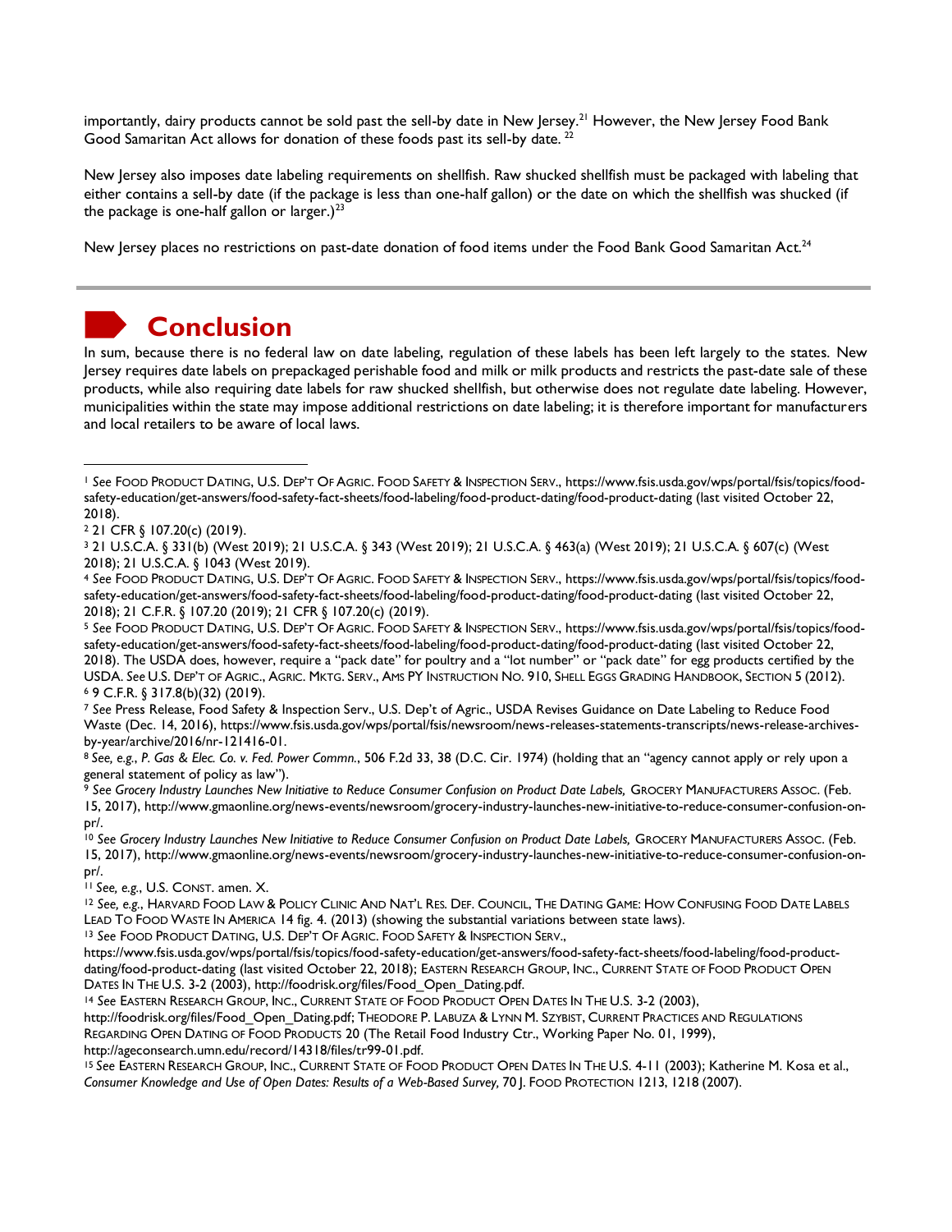importantly, dairy products cannot be sold past the sell-by date in New Jersey.[21] However, the New Jersey Food Bank Good Samaritan Act allows for donation of these foods past its sell-by date. [22]

New Jersey also imposes date labeling requirements on shellfish. Raw shucked shellfish must be packaged with labeling that either contains a sell-by date (if the package is less than one-half gallon) or the date on which the shellfish was shucked (if the package is one-half gallon or larger.)[23]

New Jersey places no restrictions on past-date donation of food items under the Food Bank Good Samaritan Act.[24]

## Conclusion

In sum, because there is no federal law on date labeling, regulation of these labels has been left largely to the states. New Jersey requires date labels on prepackaged perishable food and milk or milk products and restricts the past-date sale of these products, while also requiring date labels for raw shucked shellfish, but otherwise does not regulate date labeling. However, municipalities within the state may impose additional restrictions on date labeling; it is therefore important for manufacturers and local retailers to be aware of local laws.

---

[1] *See* FOOD PRODUCT DATING, U.S. DEP'T OF AGRIC. FOOD SAFETY & INSPECTION SERV., https://www.fsis.usda.gov/wps/portal/fsis/topics/food-safety-education/get-answers/food-safety-fact-sheets/food-labeling/food-product-dating/food-product-dating (last visited October 22, 2018).

[2] 21 CFR § 107.20(c) (2019).

[3] 21 U.S.C.A. § 331(b) (West 2019); 21 U.S.C.A. § 343 (West 2019); 21 U.S.C.A. § 463(a) (West 2019); 21 U.S.C.A. § 607(c) (West 2018); 21 U.S.C.A. § 1043 (West 2019).

[4] *See* FOOD PRODUCT DATING, U.S. DEP'T OF AGRIC. FOOD SAFETY & INSPECTION SERV., https://www.fsis.usda.gov/wps/portal/fsis/topics/food-safety-education/get-answers/food-safety-fact-sheets/food-labeling/food-product-dating/food-product-dating (last visited October 22, 2018); 21 C.F.R. § 107.20 (2019); 21 CFR § 107.20(c) (2019).

[5] *See* FOOD PRODUCT DATING, U.S. DEP'T OF AGRIC. FOOD SAFETY & INSPECTION SERV., https://www.fsis.usda.gov/wps/portal/fsis/topics/food-safety-education/get-answers/food-safety-fact-sheets/food-labeling/food-product-dating/food-product-dating (last visited October 22, 2018). The USDA does, however, require a "pack date" for poultry and a "lot number" or "pack date" for egg products certified by the USDA. *See* U.S. DEP'T OF AGRIC., AGRIC. MKTG. SERV., AMS PY INSTRUCTION NO. 910, SHELL EGGS GRADING HANDBOOK, SECTION 5 (2012).

[6] 9 C.F.R. § 317.8(b)(32) (2019).

[7] *See* Press Release, Food Safety & Inspection Serv., U.S. Dep't of Agric., USDA Revises Guidance on Date Labeling to Reduce Food Waste (Dec. 14, 2016), https://www.fsis.usda.gov/wps/portal/fsis/newsroom/news-releases-statements-transcripts/news-release-archives-by-year/archive/2016/nr-121416-01.

[8] *See, e.g.*, *P. Gas & Elec. Co. v. Fed. Power Commn.*, 506 F.2d 33, 38 (D.C. Cir. 1974) (holding that an "agency cannot apply or rely upon a general statement of policy as law").

[9] *See Grocery Industry Launches New Initiative to Reduce Consumer Confusion on Product Date Labels,* GROCERY MANUFACTURERS ASSOC. (Feb. 15, 2017), http://www.gmaonline.org/news-events/newsroom/grocery-industry-launches-new-initiative-to-reduce-consumer-confusion-on-pr/.

[10] *See Grocery Industry Launches New Initiative to Reduce Consumer Confusion on Product Date Labels,* GROCERY MANUFACTURERS ASSOC. (Feb. 15, 2017), http://www.gmaonline.org/news-events/newsroom/grocery-industry-launches-new-initiative-to-reduce-consumer-confusion-on-pr/.

[11] *See, e.g.*, U.S. CONST. amen. X.

[12] *See, e.g.*, HARVARD FOOD LAW & POLICY CLINIC AND NAT'L RES. DEF. COUNCIL, THE DATING GAME: HOW CONFUSING FOOD DATE LABELS LEAD TO FOOD WASTE IN AMERICA 14 fig. 4. (2013) (showing the substantial variations between state laws).

[13] *See* FOOD PRODUCT DATING, U.S. DEP'T OF AGRIC. FOOD SAFETY & INSPECTION SERV., https://www.fsis.usda.gov/wps/portal/fsis/topics/food-safety-education/get-answers/food-safety-fact-sheets/food-labeling/food-product-dating/food-product-dating (last visited October 22, 2018); EASTERN RESEARCH GROUP, INC., CURRENT STATE OF FOOD PRODUCT OPEN DATES IN THE U.S. 3-2 (2003), http://foodrisk.org/files/Food_Open_Dating.pdf.

[14] *See* EASTERN RESEARCH GROUP, INC., CURRENT STATE OF FOOD PRODUCT OPEN DATES IN THE U.S. 3-2 (2003), http://foodrisk.org/files/Food_Open_Dating.pdf; THEODORE P. LABUZA & LYNN M. SZYBIST, CURRENT PRACTICES AND REGULATIONS REGARDING OPEN DATING OF FOOD PRODUCTS 20 (The Retail Food Industry Ctr., Working Paper No. 01, 1999), http://ageconsearch.umn.edu/record/14318/files/tr99-01.pdf.

[15] *See* EASTERN RESEARCH GROUP, INC., CURRENT STATE OF FOOD PRODUCT OPEN DATES IN THE U.S. 4-11 (2003); Katherine M. Kosa et al., *Consumer Knowledge and Use of Open Dates: Results of a Web-Based Survey,* 70 J. FOOD PROTECTION 1213, 1218 (2007).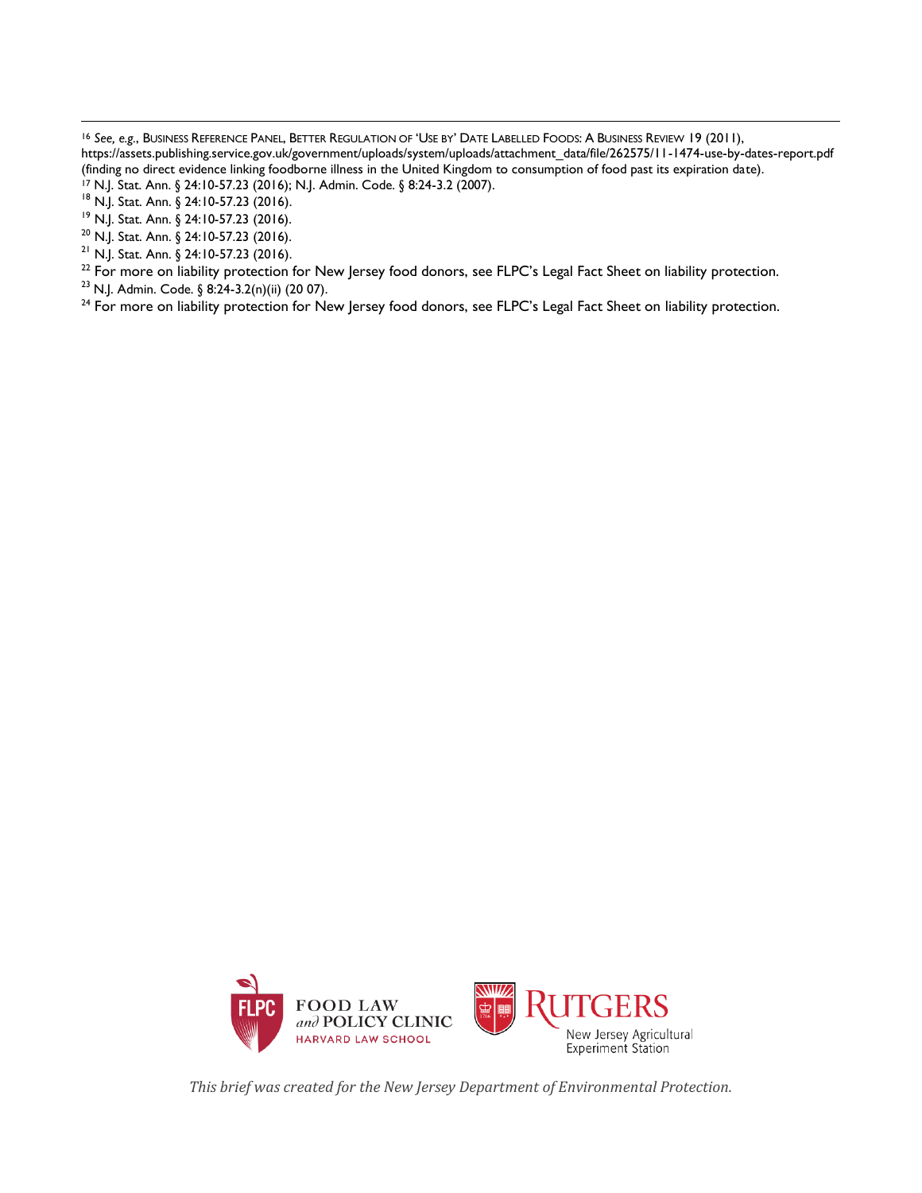[16] *See, e.g.*, BUSINESS REFERENCE PANEL, BETTER REGULATION OF 'USE BY' DATE LABELLED FOODS: A BUSINESS REVIEW 19 (2011), https://assets.publishing.service.gov.uk/government/uploads/system/uploads/attachment_data/file/262575/11-1474-use-by-dates-report.pdf (finding no direct evidence linking foodborne illness in the United Kingdom to consumption of food past its expiration date).

[17] N.J. Stat. Ann. § 24:10-57.23 (2016); N.J. Admin. Code. § 8:24-3.2 (2007).

[18] N.J. Stat. Ann. § 24:10-57.23 (2016).

[19] N.J. Stat. Ann. § 24:10-57.23 (2016).

[20] N.J. Stat. Ann. § 24:10-57.23 (2016).

[21] N.J. Stat. Ann. § 24:10-57.23 (2016).

[22] For more on liability protection for New Jersey food donors, see FLPC's Legal Fact Sheet on liability protection.

[23] N.J. Admin. Code. § 8:24-3.2(n)(ii) (20 07).

[24] For more on liability protection for New Jersey food donors, see FLPC's Legal Fact Sheet on liability protection.

FLPC FOOD LAW *and* POLICY CLINIC HARVARD LAW SCHOOL

RUTGERS New Jersey Agricultural Experiment Station

*This brief was created for the New Jersey Department of Environmental Protection.*